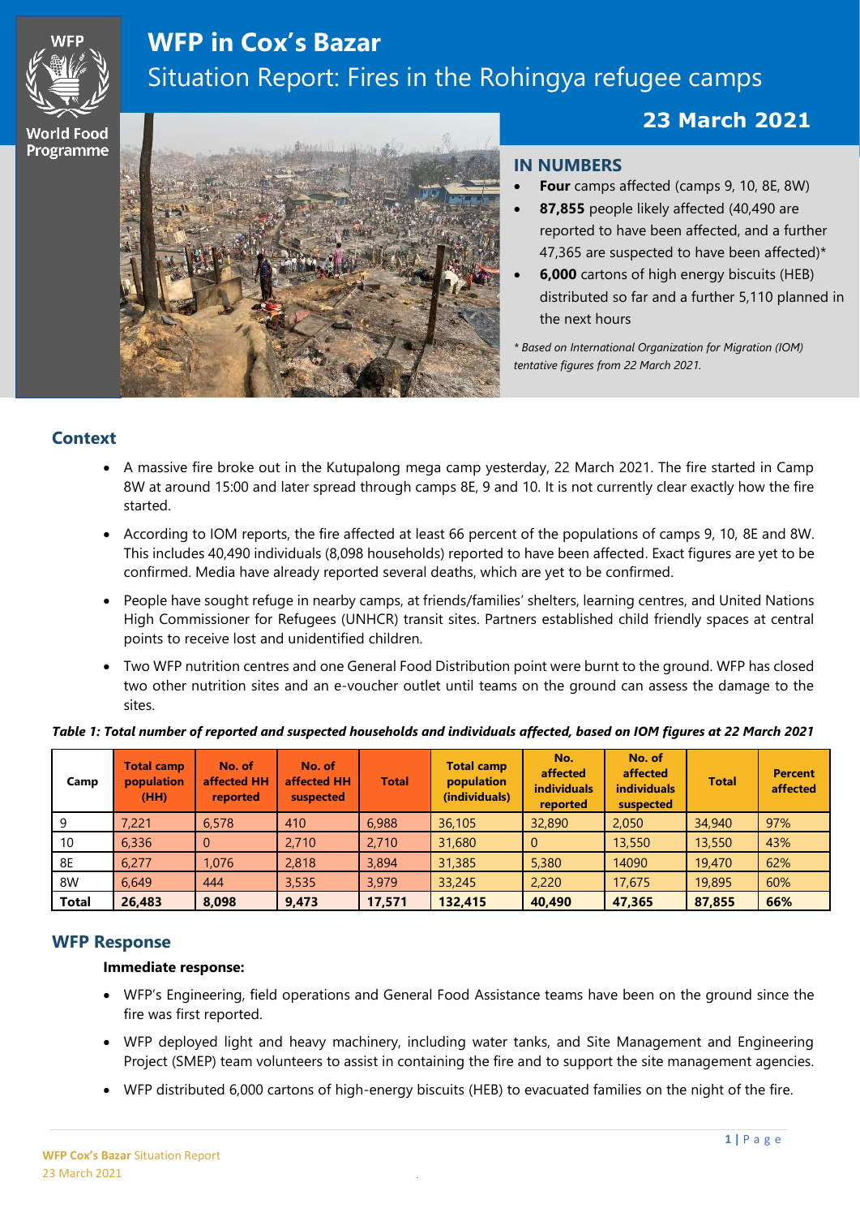# WFP in Cox's Bazar

## Situation Report: Fires in the Rohingya refugee camps

**23 March 2021**

## IN NUMBERS

- **Four** camps affected (camps 9, 10, 8E, 8W)
- **87,855** people likely affected (40,490 are reported to have been affected, and a further 47,365 are suspected to have been affected)*
- **6,000** cartons of high energy biscuits (HEB) distributed so far and a further 5,110 planned in the next hours

*\* Based on International Organization for Migration (IOM) tentative figures from 22 March 2021.*

## Context

- A massive fire broke out in the Kutupalong mega camp yesterday, 22 March 2021. The fire started in Camp 8W at around 15:00 and later spread through camps 8E, 9 and 10. It is not currently clear exactly how the fire started.
- According to IOM reports, the fire affected at least 66 percent of the populations of camps 9, 10, 8E and 8W. This includes 40,490 individuals (8,098 households) reported to have been affected. Exact figures are yet to be confirmed. Media have already reported several deaths, which are yet to be confirmed.
- People have sought refuge in nearby camps, at friends/families' shelters, learning centres, and United Nations High Commissioner for Refugees (UNHCR) transit sites. Partners established child friendly spaces at central points to receive lost and unidentified children.
- Two WFP nutrition centres and one General Food Distribution point were burnt to the ground. WFP has closed two other nutrition sites and an e-voucher outlet until teams on the ground can assess the damage to the sites.

***Table 1: Total number of reported and suspected households and individuals affected, based on IOM figures at 22 March 2021***

| Camp | Total camp population (HH) | No. of affected HH reported | No. of affected HH suspected | Total | Total camp population (individuals) | No. affected individuals reported | No. of affected individuals suspected | Total | Percent affected |
|---|---|---|---|---|---|---|---|---|---|
| 9 | 7,221 | 6,578 | 410 | 6,988 | 36,105 | 32,890 | 2,050 | 34,940 | 97% |
| 10 | 6,336 | 0 | 2,710 | 2,710 | 31,680 | 0 | 13,550 | 13,550 | 43% |
| 8E | 6,277 | 1,076 | 2,818 | 3,894 | 31,385 | 5,380 | 14090 | 19,470 | 62% |
| 8W | 6,649 | 444 | 3,535 | 3,979 | 33,245 | 2,220 | 17,675 | 19,895 | 60% |
| **Total** | **26,483** | **8,098** | **9,473** | **17,571** | **132,415** | **40,490** | **47,365** | **87,855** | **66%** |

## WFP Response

**Immediate response:**

- WFP's Engineering, field operations and General Food Assistance teams have been on the ground since the fire was first reported.
- WFP deployed light and heavy machinery, including water tanks, and Site Management and Engineering Project (SMEP) team volunteers to assist in containing the fire and to support the site management agencies.
- WFP distributed 6,000 cartons of high-energy biscuits (HEB) to evacuated families on the night of the fire.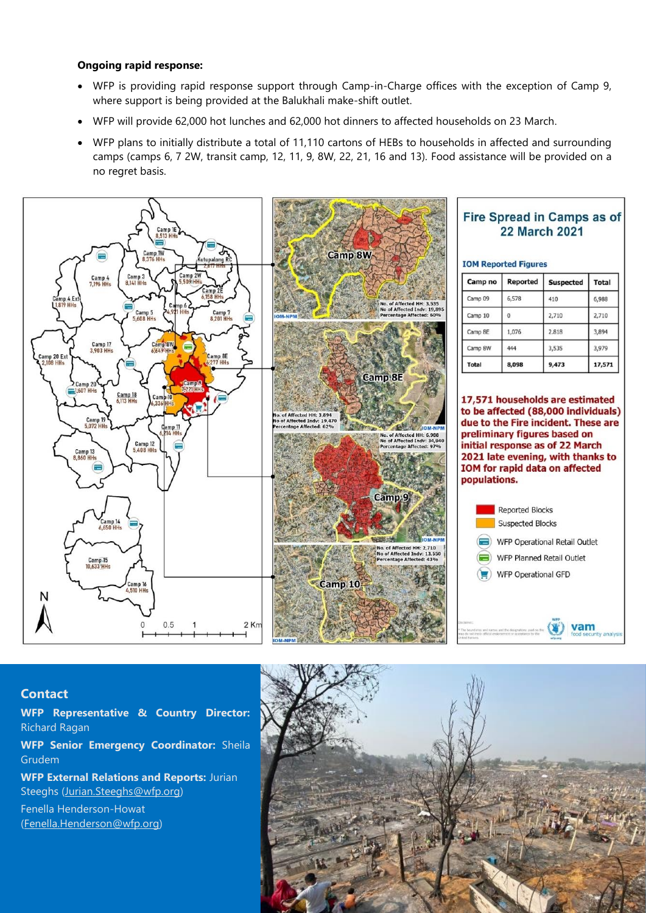**Ongoing rapid response:**

- WFP is providing rapid response support through Camp-in-Charge offices with the exception of Camp 9, where support is being provided at the Balukhali make-shift outlet.
- WFP will provide 62,000 hot lunches and 62,000 hot dinners to affected households on 23 March.
- WFP plans to initially distribute a total of 11,110 cartons of HEBs to households in affected and surrounding camps (camps 6, 7 2W, transit camp, 12, 11, 9, 8W, 22, 21, 16 and 13). Food assistance will be provided on a no regret basis.

## Fire Spread in Camps as of 22 March 2021

**IOM Reported Figures**

| Camp no | Reported | Suspected | Total |
|---|---|---|---|
| Camp 09 | 6,578 | 410 | 6,988 |
| Camp 10 | 0 | 2,710 | 2,710 |
| Camp 8E | 1,076 | 2.818 | 3,894 |
| Camp 8W | 444 | 3,535 | 3,979 |
| **Total** | **8,098** | **9,473** | **17,571** |

**17,571 households are estimated to be affected (88,000 individuals) due to the Fire incident. These are preliminary figures based on initial response as of 22 March 2021 late evening, with thanks to IOM for rapid data on affected populations.**

Reported Blocks
Suspected Blocks
WFP Operational Retail Outlet
WFP Planned Retail Outlet
WFP Operational GFD

Camp 8W
No. of Affected HH: 3,535
No of Affected Indv: 19,895
Percentage Affected: 60%

Camp 8E
No. of Affected HH: 3,894
No of Affected Indv: 19,470
Percentage Affected: 62%

Camp 9
No. of Affected HH: 6,988
No of Affected Indv: 34,940
Percentage Affected: 97%

Camp 10
No. of Affected HH: 2,710
No of Affected Indv: 13,550
Percentage Affected: 43%

IOM-NPM

Camp 1E 8,513 HHs; Camp 1W 8,376 HHs; Kutupalong RC 2,617 HHs; Camp 2W 5,509 HHs; Camp 2E 6,158 HHs; Camp 3 8,141 HHs; Camp 4 7,196 HHs; Camp 4 Ext 1,819 HHs; Camp 5 5,608 HHs; Camp 6 4,921 HHs; Camp 7 8,201 HHs; Camp 8W 6,649 HHs; Camp 8E 6,277 HHs; Camp 9 7,221 HHs; Camp 10 6,336 HHs; Camp 11 6,214 HHs; Camp 12 5,408 HHs; Camp 13 8,860 HHs; Camp 14 6,650 HHs; Camp 15 10,633 HHs; Camp 16 4,510 HHs; Camp 17 3,903 HHs; Camp 18 6,113 HHs; Camp 19 5,072 HHs; Camp 20 1,607 HHs; Camp 20 Ext 2,108 HHs

N

0 0.5 1 2 Km

vam food security analysis

## Contact

**WFP Representative & Country Director:** Richard Ragan

**WFP Senior Emergency Coordinator:** Sheila Grudem

**WFP External Relations and Reports:** Jurian Steeghs (Jurian.Steeghs@wfp.org)

Fenella Henderson-Howat (Fenella.Henderson@wfp.org)